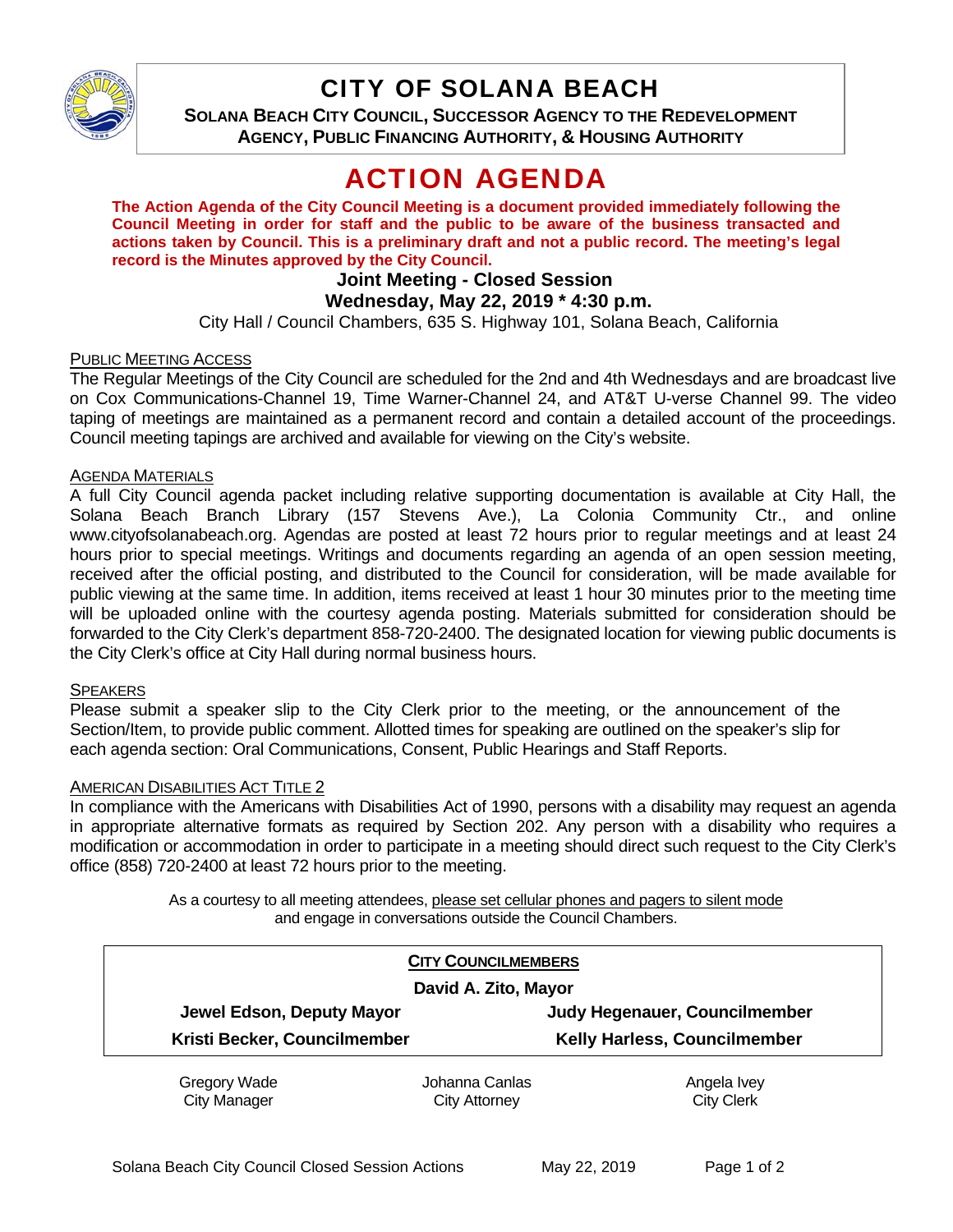# CITY OF SOLANA BEACH

**SOLANA BEACH CITY COUNCIL, SUCCESSOR AGENCY TO THE REDEVELOPMENT AGENCY, PUBLIC FINANCING AUTHORITY, & HOUSING AUTHORITY**

# ACTION AGENDA

**The Action Agenda of the City Council Meeting is a document provided immediately following the Council Meeting in order for staff and the public to be aware of the business transacted and actions taken by Council. This is a preliminary draft and not a public record. The meeting's legal record is the Minutes approved by the City Council.**

**Joint Meeting - Closed Session**

**Wednesday, May 22, 2019 * 4:30 p.m.**

City Hall / Council Chambers, 635 S. Highway 101, Solana Beach, California

PUBLIC MEETING ACCESS

The Regular Meetings of the City Council are scheduled for the 2nd and 4th Wednesdays and are broadcast live on Cox Communications-Channel 19, Time Warner-Channel 24, and AT&T U-verse Channel 99. The video taping of meetings are maintained as a permanent record and contain a detailed account of the proceedings. Council meeting tapings are archived and available for viewing on the City's website.

AGENDA MATERIALS

A full City Council agenda packet including relative supporting documentation is available at City Hall, the Solana Beach Branch Library (157 Stevens Ave.), La Colonia Community Ctr., and online www.cityofsolanabeach.org. Agendas are posted at least 72 hours prior to regular meetings and at least 24 hours prior to special meetings. Writings and documents regarding an agenda of an open session meeting, received after the official posting, and distributed to the Council for consideration, will be made available for public viewing at the same time. In addition, items received at least 1 hour 30 minutes prior to the meeting time will be uploaded online with the courtesy agenda posting. Materials submitted for consideration should be forwarded to the City Clerk's department 858-720-2400. The designated location for viewing public documents is the City Clerk's office at City Hall during normal business hours.

SPEAKERS

Please submit a speaker slip to the City Clerk prior to the meeting, or the announcement of the Section/Item, to provide public comment. Allotted times for speaking are outlined on the speaker's slip for each agenda section: Oral Communications, Consent, Public Hearings and Staff Reports.

AMERICAN DISABILITIES ACT TITLE 2

In compliance with the Americans with Disabilities Act of 1990, persons with a disability may request an agenda in appropriate alternative formats as required by Section 202. Any person with a disability who requires a modification or accommodation in order to participate in a meeting should direct such request to the City Clerk's office (858) 720-2400 at least 72 hours prior to the meeting.

As a courtesy to all meeting attendees, please set cellular phones and pagers to silent mode and engage in conversations outside the Council Chambers.

**CITY COUNCILMEMBERS**

**David A. Zito, Mayor**

| | |
|---|---|
| **Jewel Edson, Deputy Mayor** | **Judy Hegenauer, Councilmember** |
| **Kristi Becker, Councilmember** | **Kelly Harless, Councilmember** |

| Gregory Wade | Johanna Canlas | Angela Ivey |
|---|---|---|
| City Manager | City Attorney | City Clerk |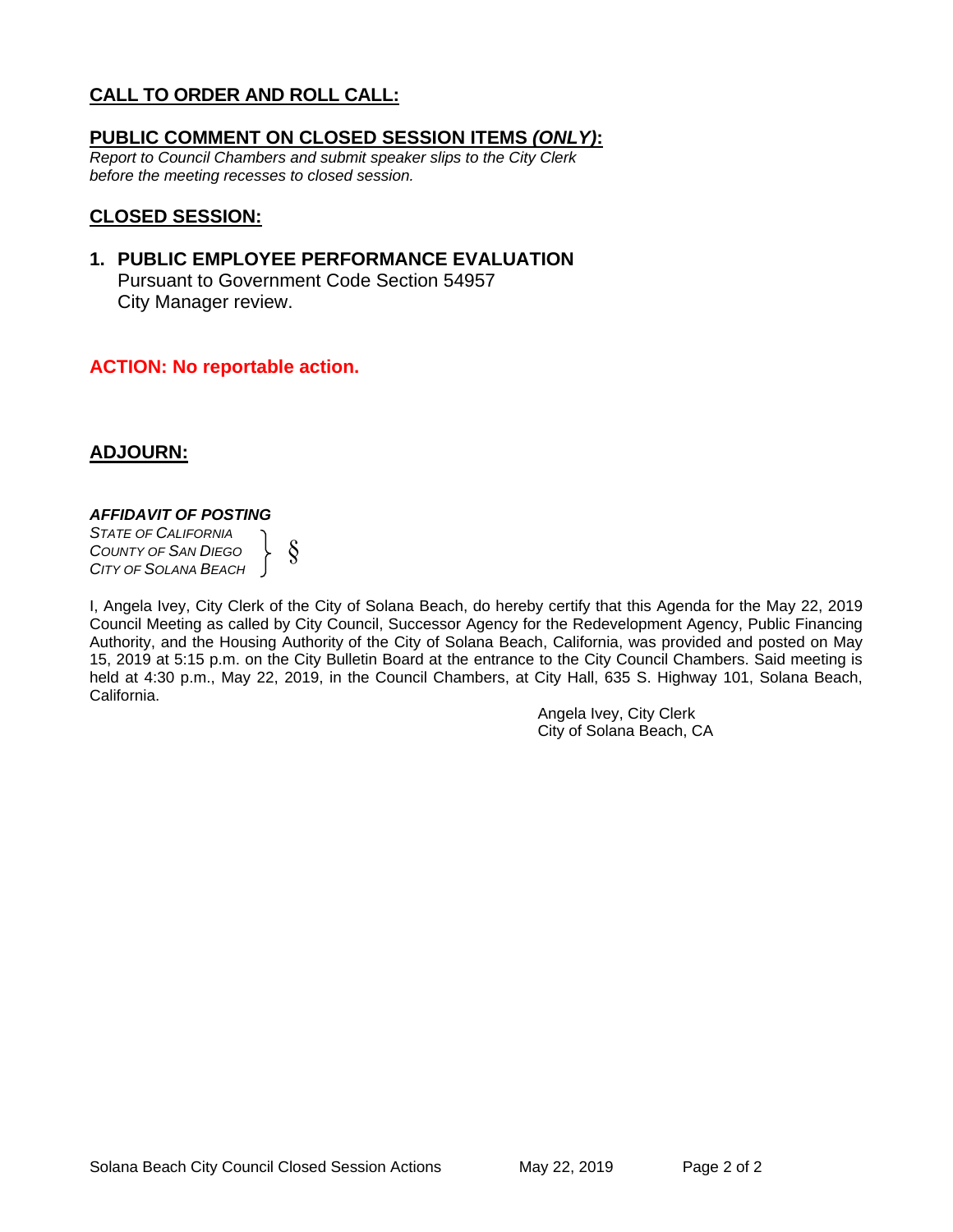## CALL TO ORDER AND ROLL CALL:

## PUBLIC COMMENT ON CLOSED SESSION ITEMS *(ONLY)*:

*Report to Council Chambers and submit speaker slips to the City Clerk before the meeting recesses to closed session.*

## CLOSED SESSION:

### 1. PUBLIC EMPLOYEE PERFORMANCE EVALUATION

Pursuant to Government Code Section 54957
City Manager review.

**ACTION: No reportable action.**

## ADJOURN:

***AFFIDAVIT OF POSTING***

*STATE OF CALIFORNIA*
*COUNTY OF SAN DIEGO* §
*CITY OF SOLANA BEACH*

I, Angela Ivey, City Clerk of the City of Solana Beach, do hereby certify that this Agenda for the May 22, 2019 Council Meeting as called by City Council, Successor Agency for the Redevelopment Agency, Public Financing Authority, and the Housing Authority of the City of Solana Beach, California, was provided and posted on May 15, 2019 at 5:15 p.m. on the City Bulletin Board at the entrance to the City Council Chambers. Said meeting is held at 4:30 p.m., May 22, 2019, in the Council Chambers, at City Hall, 635 S. Highway 101, Solana Beach, California.

Angela Ivey, City Clerk
City of Solana Beach, CA